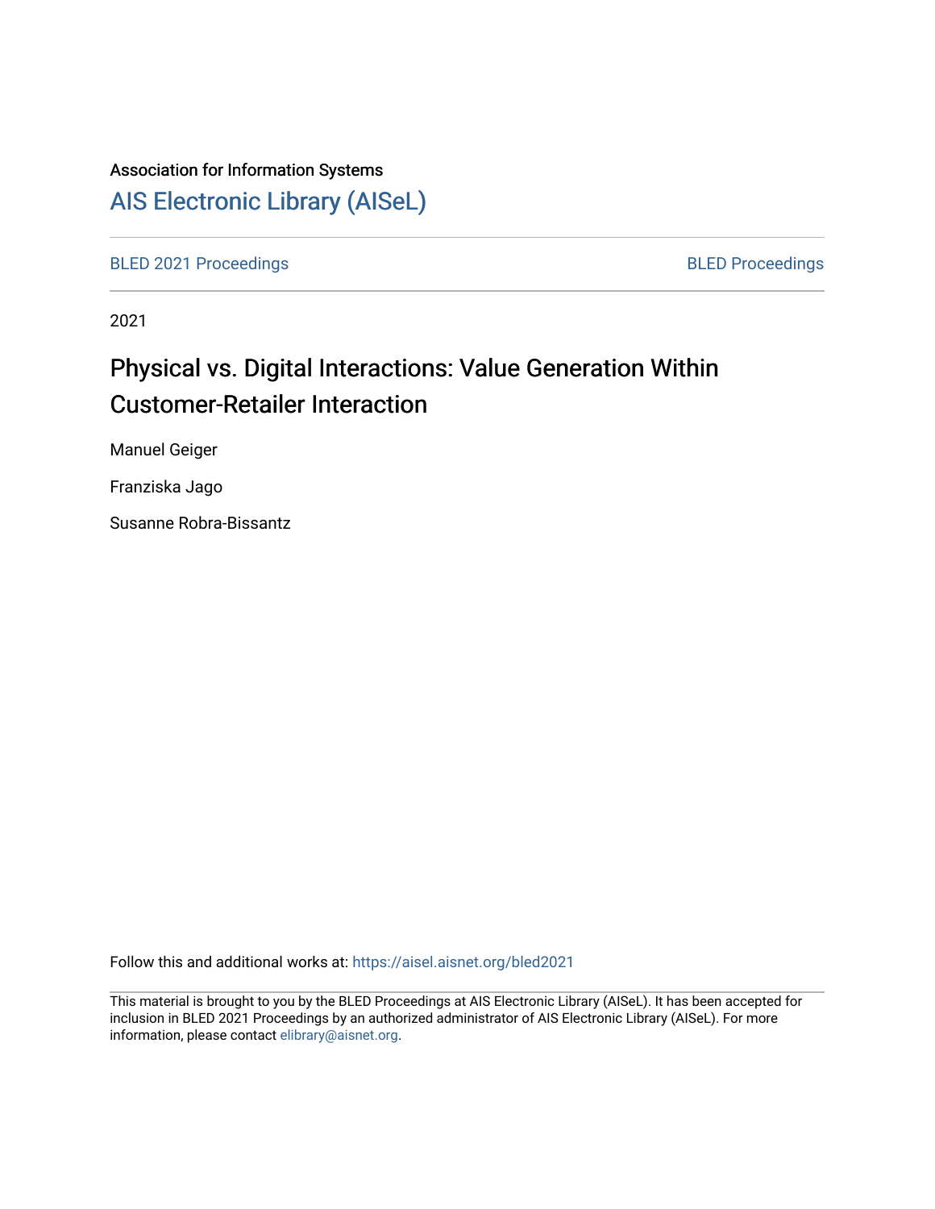Association for Information Systems

AIS Electronic Library (AISeL)

BLED 2021 Proceedings

BLED Proceedings

2021

# Physical vs. Digital Interactions: Value Generation Within Customer-Retailer Interaction

Manuel Geiger

Franziska Jago

Susanne Robra-Bissantz

Follow this and additional works at: https://aisel.aisnet.org/bled2021

This material is brought to you by the BLED Proceedings at AIS Electronic Library (AISeL). It has been accepted for inclusion in BLED 2021 Proceedings by an authorized administrator of AIS Electronic Library (AISeL). For more information, please contact elibrary@aisnet.org.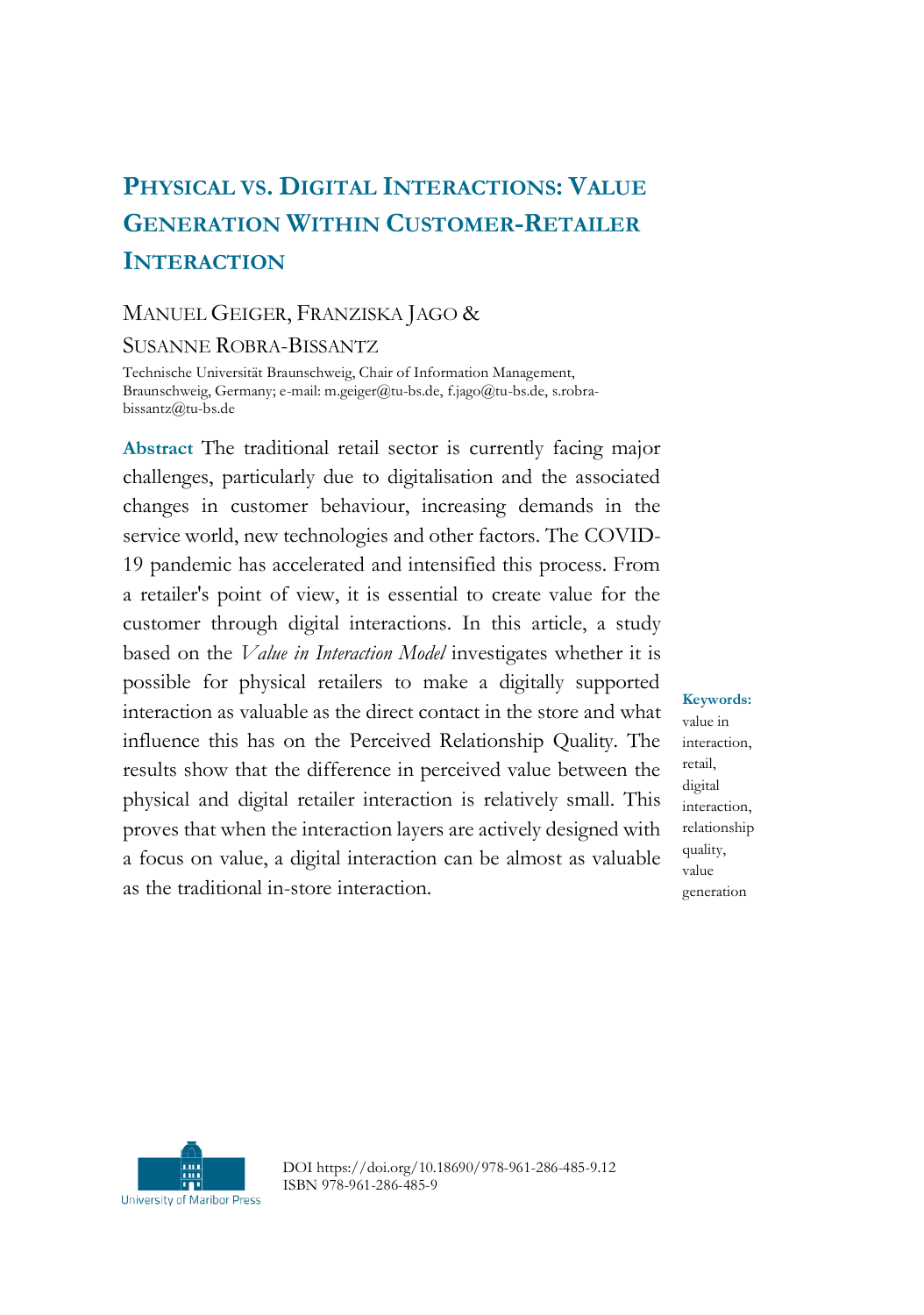# PHYSICAL VS. DIGITAL INTERACTIONS: VALUE GENERATION WITHIN CUSTOMER-RETAILER INTERACTION

MANUEL GEIGER, FRANZISKA JAGO & SUSANNE ROBRA-BISSANTZ

Technische Universität Braunschweig, Chair of Information Management, Braunschweig, Germany; e-mail: m.geiger@tu-bs.de, f.jago@tu-bs.de, s.robra-bissantz@tu-bs.de

**Abstract** The traditional retail sector is currently facing major challenges, particularly due to digitalisation and the associated changes in customer behaviour, increasing demands in the service world, new technologies and other factors. The COVID-19 pandemic has accelerated and intensified this process. From a retailer's point of view, it is essential to create value for the customer through digital interactions. In this article, a study based on the *Value in Interaction Model* investigates whether it is possible for physical retailers to make a digitally supported interaction as valuable as the direct contact in the store and what influence this has on the Perceived Relationship Quality. The results show that the difference in perceived value between the physical and digital retailer interaction is relatively small. This proves that when the interaction layers are actively designed with a focus on value, a digital interaction can be almost as valuable as the traditional in-store interaction.

**Keywords:** value in interaction, retail, digital interaction, relationship quality, value generation

University of Maribor Press

DOI https://doi.org/10.18690/978-961-286-485-9.12
ISBN 978-961-286-485-9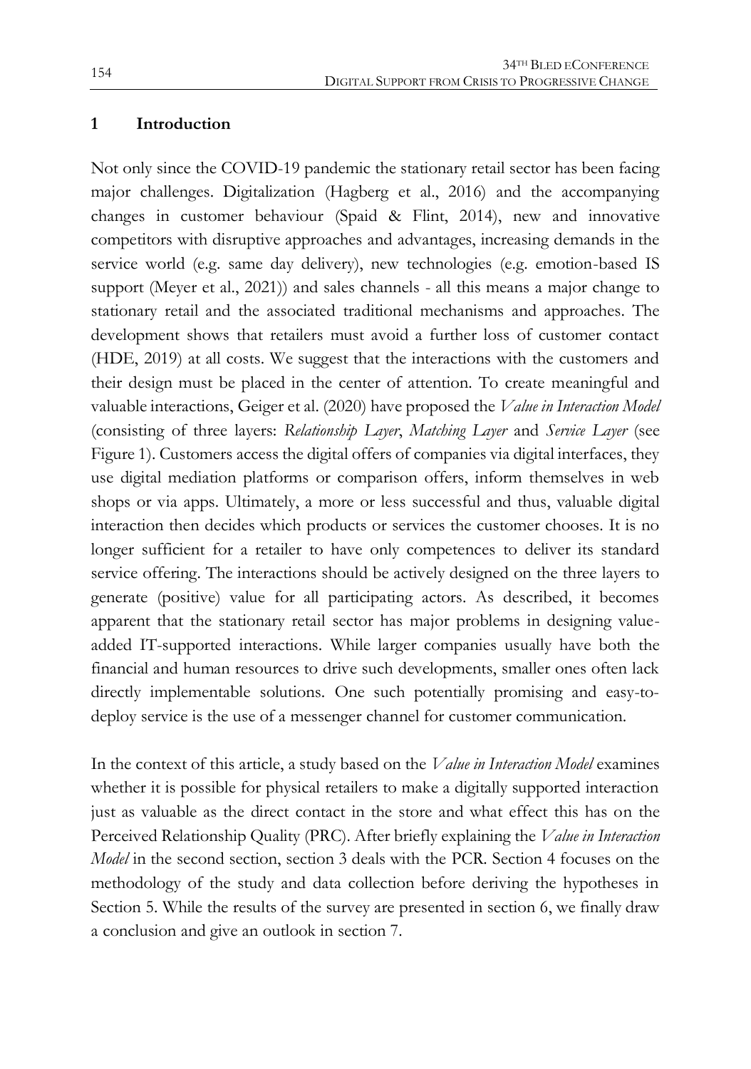## 1 Introduction

Not only since the COVID-19 pandemic the stationary retail sector has been facing major challenges. Digitalization (Hagberg et al., 2016) and the accompanying changes in customer behaviour (Spaid & Flint, 2014), new and innovative competitors with disruptive approaches and advantages, increasing demands in the service world (e.g. same day delivery), new technologies (e.g. emotion-based IS support (Meyer et al., 2021)) and sales channels - all this means a major change to stationary retail and the associated traditional mechanisms and approaches. The development shows that retailers must avoid a further loss of customer contact (HDE, 2019) at all costs. We suggest that the interactions with the customers and their design must be placed in the center of attention. To create meaningful and valuable interactions, Geiger et al. (2020) have proposed the *Value in Interaction Model* (consisting of three layers: *Relationship Layer*, *Matching Layer* and *Service Layer* (see Figure 1). Customers access the digital offers of companies via digital interfaces, they use digital mediation platforms or comparison offers, inform themselves in web shops or via apps. Ultimately, a more or less successful and thus, valuable digital interaction then decides which products or services the customer chooses. It is no longer sufficient for a retailer to have only competences to deliver its standard service offering. The interactions should be actively designed on the three layers to generate (positive) value for all participating actors. As described, it becomes apparent that the stationary retail sector has major problems in designing value-added IT-supported interactions. While larger companies usually have both the financial and human resources to drive such developments, smaller ones often lack directly implementable solutions. One such potentially promising and easy-to-deploy service is the use of a messenger channel for customer communication.

In the context of this article, a study based on the *Value in Interaction Model* examines whether it is possible for physical retailers to make a digitally supported interaction just as valuable as the direct contact in the store and what effect this has on the Perceived Relationship Quality (PRC). After briefly explaining the *Value in Interaction Model* in the second section, section 3 deals with the PCR. Section 4 focuses on the methodology of the study and data collection before deriving the hypotheses in Section 5. While the results of the survey are presented in section 6, we finally draw a conclusion and give an outlook in section 7.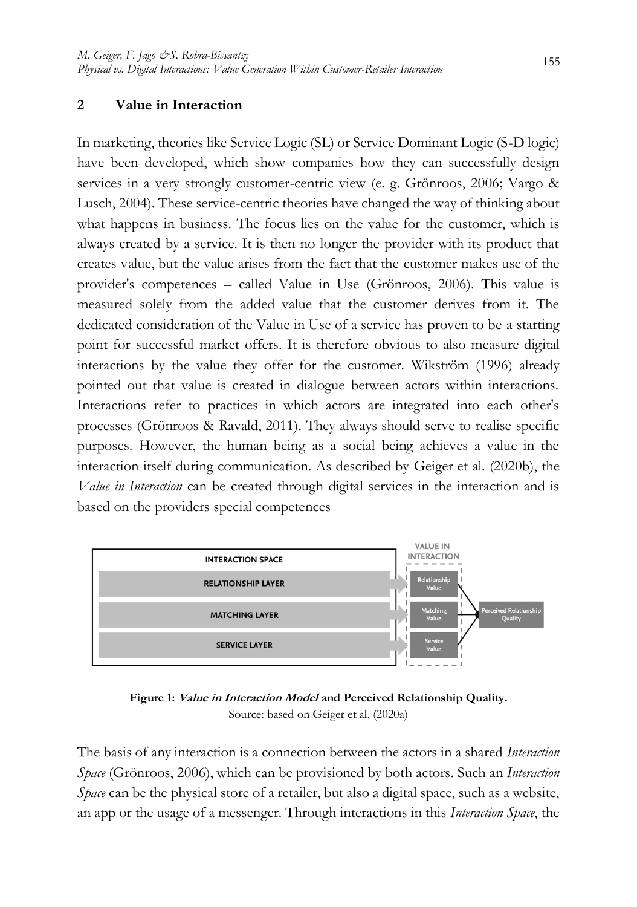## 2 Value in Interaction

In marketing, theories like Service Logic (SL) or Service Dominant Logic (S-D logic) have been developed, which show companies how they can successfully design services in a very strongly customer-centric view (e. g. Grönroos, 2006; Vargo & Lusch, 2004). These service-centric theories have changed the way of thinking about what happens in business. The focus lies on the value for the customer, which is always created by a service. It is then no longer the provider with its product that creates value, but the value arises from the fact that the customer makes use of the provider's competences – called Value in Use (Grönroos, 2006). This value is measured solely from the added value that the customer derives from it. The dedicated consideration of the Value in Use of a service has proven to be a starting point for successful market offers. It is therefore obvious to also measure digital interactions by the value they offer for the customer. Wikström (1996) already pointed out that value is created in dialogue between actors within interactions. Interactions refer to practices in which actors are integrated into each other's processes (Grönroos & Ravald, 2011). They always should serve to realise specific purposes. However, the human being as a social being achieves a value in the interaction itself during communication. As described by Geiger et al. (2020b), the *Value in Interaction* can be created through digital services in the interaction and is based on the providers special competences

**Figure 1: *Value in Interaction Model* and Perceived Relationship Quality.**
Source: based on Geiger et al. (2020a)

The basis of any interaction is a connection between the actors in a shared *Interaction Space* (Grönroos, 2006), which can be provisioned by both actors. Such an *Interaction Space* can be the physical store of a retailer, but also a digital space, such as a website, an app or the usage of a messenger. Through interactions in this *Interaction Space*, the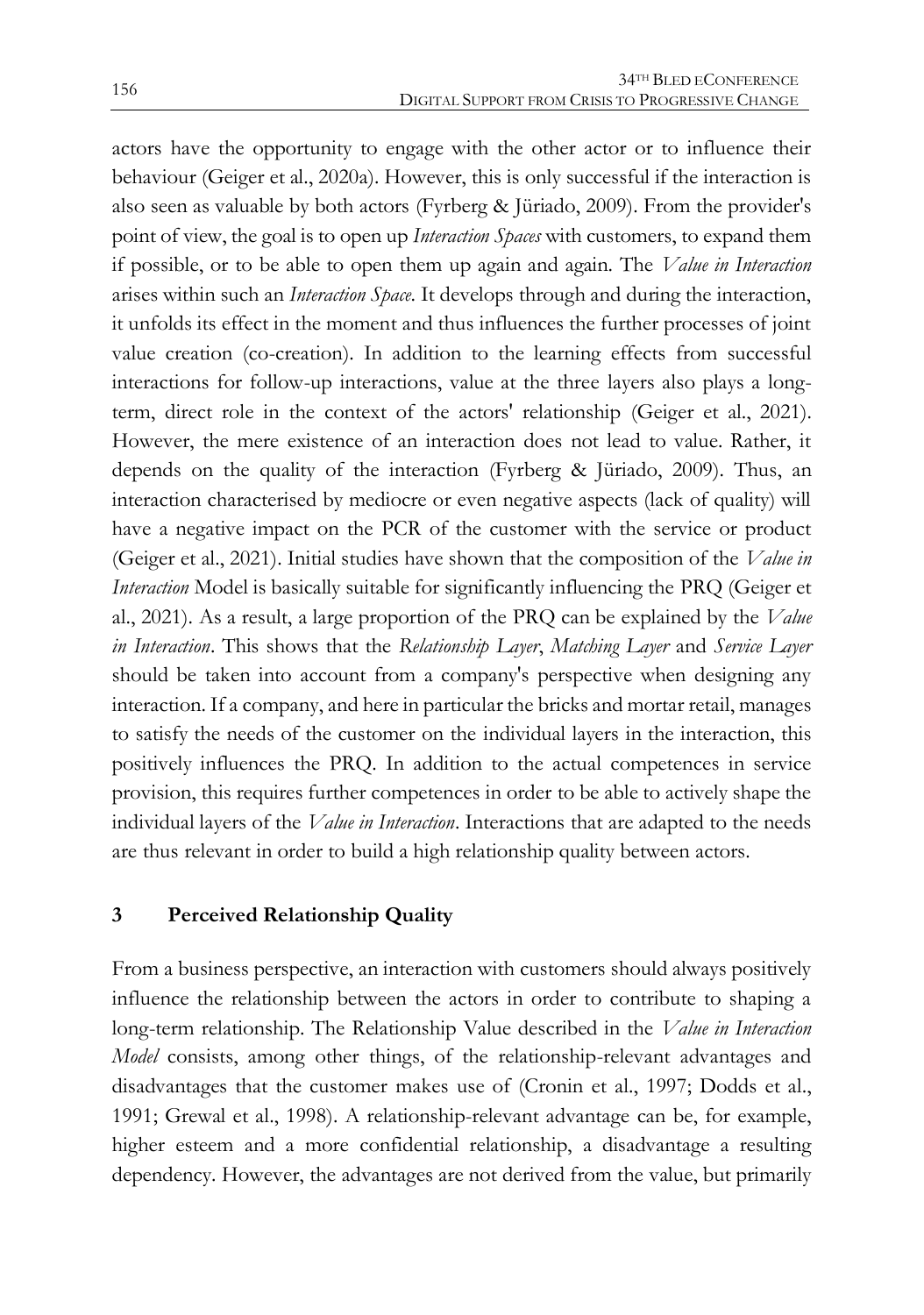actors have the opportunity to engage with the other actor or to influence their behaviour (Geiger et al., 2020a). However, this is only successful if the interaction is also seen as valuable by both actors (Fyrberg & Jüriado, 2009). From the provider's point of view, the goal is to open up *Interaction Spaces* with customers, to expand them if possible, or to be able to open them up again and again. The *Value in Interaction* arises within such an *Interaction Space*. It develops through and during the interaction, it unfolds its effect in the moment and thus influences the further processes of joint value creation (co-creation). In addition to the learning effects from successful interactions for follow-up interactions, value at the three layers also plays a long-term, direct role in the context of the actors' relationship (Geiger et al., 2021). However, the mere existence of an interaction does not lead to value. Rather, it depends on the quality of the interaction (Fyrberg & Jüriado, 2009). Thus, an interaction characterised by mediocre or even negative aspects (lack of quality) will have a negative impact on the PCR of the customer with the service or product (Geiger et al., 2021). Initial studies have shown that the composition of the *Value in Interaction* Model is basically suitable for significantly influencing the PRQ (Geiger et al., 2021). As a result, a large proportion of the PRQ can be explained by the *Value in Interaction*. This shows that the *Relationship Layer*, *Matching Layer* and *Service Layer* should be taken into account from a company's perspective when designing any interaction. If a company, and here in particular the bricks and mortar retail, manages to satisfy the needs of the customer on the individual layers in the interaction, this positively influences the PRQ. In addition to the actual competences in service provision, this requires further competences in order to be able to actively shape the individual layers of the *Value in Interaction*. Interactions that are adapted to the needs are thus relevant in order to build a high relationship quality between actors.

## 3 Perceived Relationship Quality

From a business perspective, an interaction with customers should always positively influence the relationship between the actors in order to contribute to shaping a long-term relationship. The Relationship Value described in the *Value in Interaction Model* consists, among other things, of the relationship-relevant advantages and disadvantages that the customer makes use of (Cronin et al., 1997; Dodds et al., 1991; Grewal et al., 1998). A relationship-relevant advantage can be, for example, higher esteem and a more confidential relationship, a disadvantage a resulting dependency. However, the advantages are not derived from the value, but primarily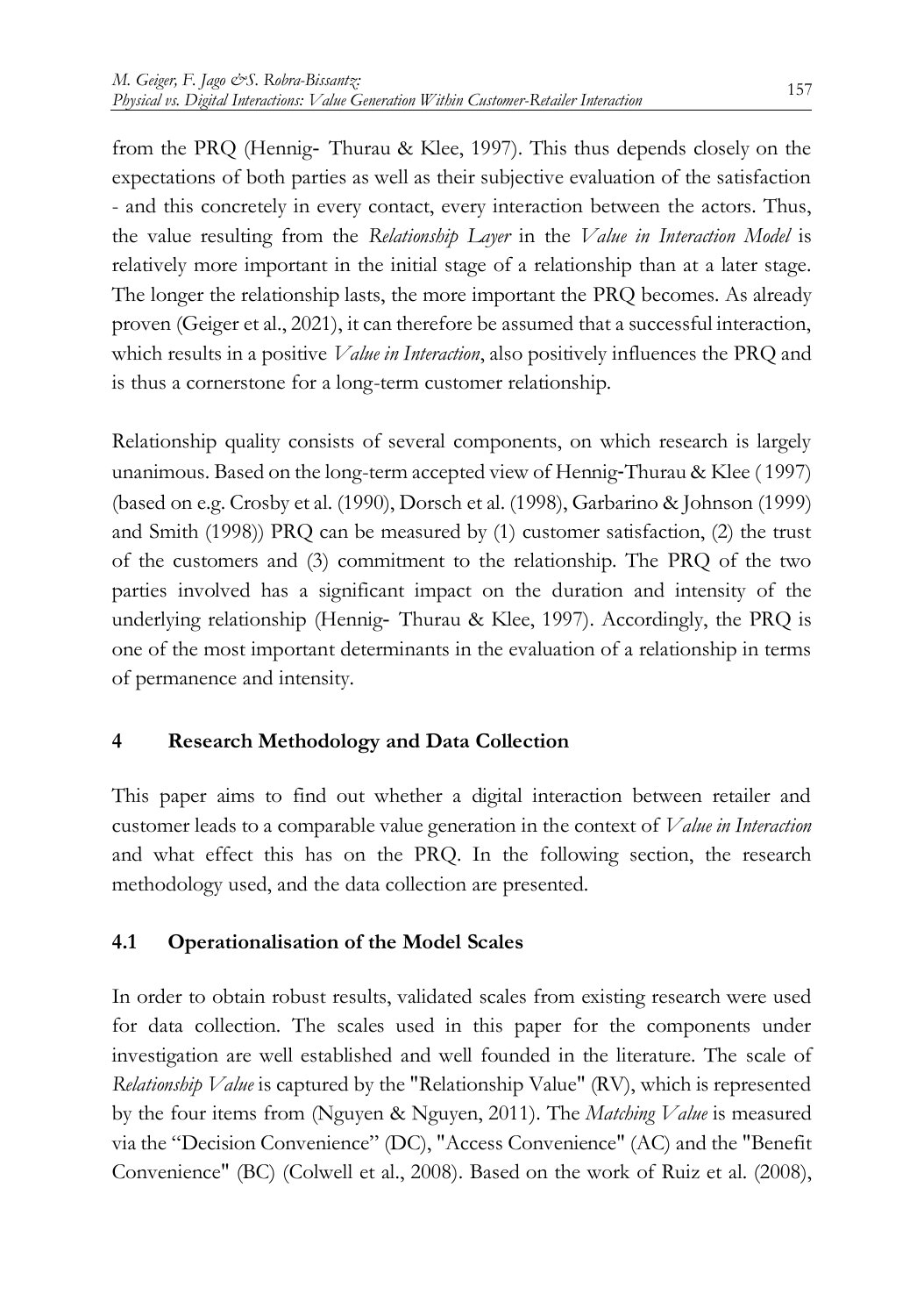from the PRQ (Hennig- Thurau & Klee, 1997). This thus depends closely on the expectations of both parties as well as their subjective evaluation of the satisfaction - and this concretely in every contact, every interaction between the actors. Thus, the value resulting from the *Relationship Layer* in the *Value in Interaction Model* is relatively more important in the initial stage of a relationship than at a later stage. The longer the relationship lasts, the more important the PRQ becomes. As already proven (Geiger et al., 2021), it can therefore be assumed that a successful interaction, which results in a positive *Value in Interaction*, also positively influences the PRQ and is thus a cornerstone for a long-term customer relationship.

Relationship quality consists of several components, on which research is largely unanimous. Based on the long-term accepted view of Hennig-Thurau & Klee (1997) (based on e.g. Crosby et al. (1990), Dorsch et al. (1998), Garbarino & Johnson (1999) and Smith (1998)) PRQ can be measured by (1) customer satisfaction, (2) the trust of the customers and (3) commitment to the relationship. The PRQ of the two parties involved has a significant impact on the duration and intensity of the underlying relationship (Hennig- Thurau & Klee, 1997). Accordingly, the PRQ is one of the most important determinants in the evaluation of a relationship in terms of permanence and intensity.

## 4 Research Methodology and Data Collection

This paper aims to find out whether a digital interaction between retailer and customer leads to a comparable value generation in the context of *Value in Interaction* and what effect this has on the PRQ. In the following section, the research methodology used, and the data collection are presented.

### 4.1 Operationalisation of the Model Scales

In order to obtain robust results, validated scales from existing research were used for data collection. The scales used in this paper for the components under investigation are well established and well founded in the literature. The scale of *Relationship Value* is captured by the "Relationship Value" (RV), which is represented by the four items from (Nguyen & Nguyen, 2011). The *Matching Value* is measured via the "Decision Convenience" (DC), "Access Convenience" (AC) and the "Benefit Convenience" (BC) (Colwell et al., 2008). Based on the work of Ruiz et al. (2008),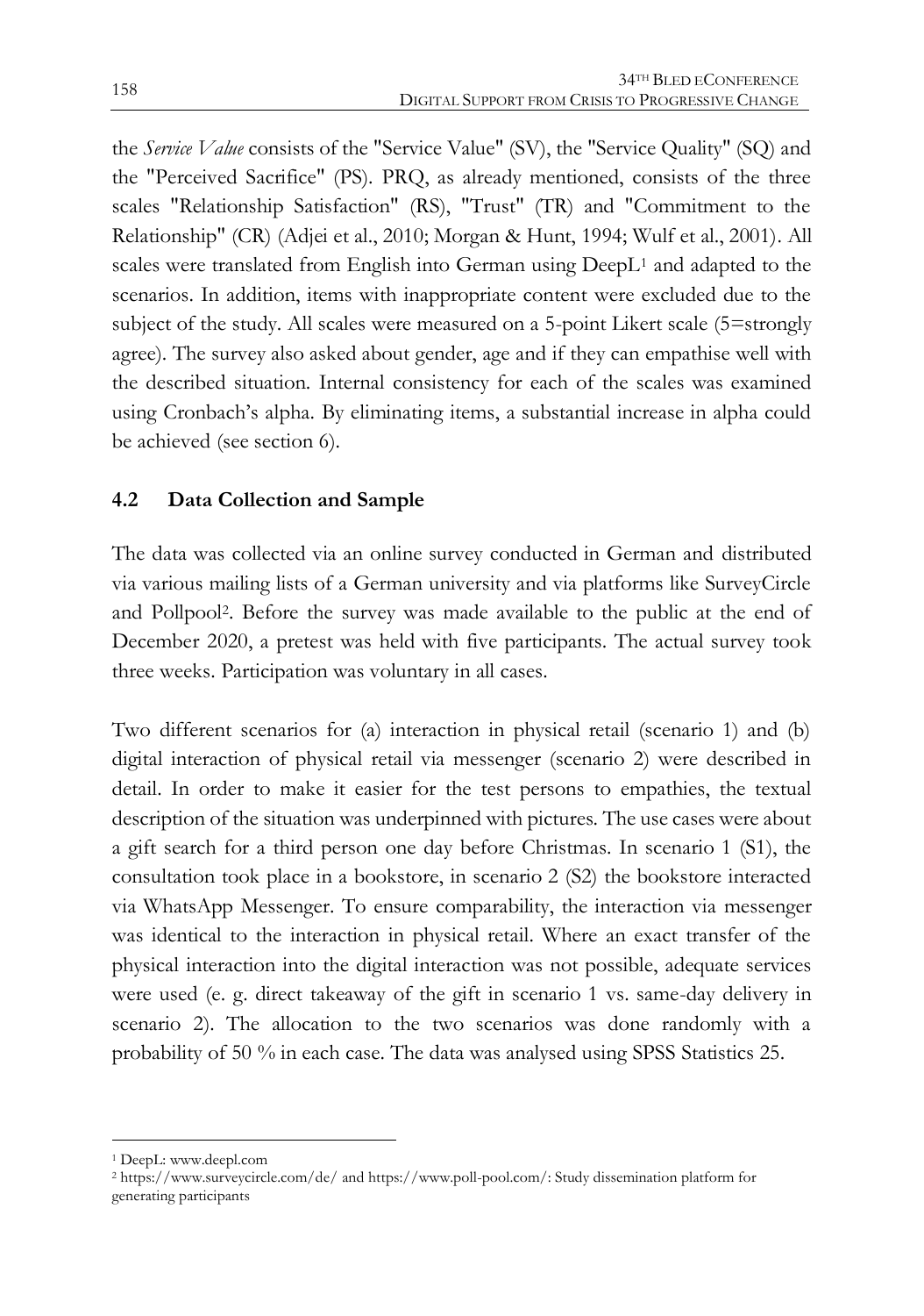the *Service Value* consists of the "Service Value" (SV), the "Service Quality" (SQ) and the "Perceived Sacrifice" (PS). PRQ, as already mentioned, consists of the three scales "Relationship Satisfaction" (RS), "Trust" (TR) and "Commitment to the Relationship" (CR) (Adjei et al., 2010; Morgan & Hunt, 1994; Wulf et al., 2001). All scales were translated from English into German using DeepL[1] and adapted to the scenarios. In addition, items with inappropriate content were excluded due to the subject of the study. All scales were measured on a 5-point Likert scale (5=strongly agree). The survey also asked about gender, age and if they can empathise well with the described situation. Internal consistency for each of the scales was examined using Cronbach's alpha. By eliminating items, a substantial increase in alpha could be achieved (see section 6).

### 4.2 Data Collection and Sample

The data was collected via an online survey conducted in German and distributed via various mailing lists of a German university and via platforms like SurveyCircle and Pollpool[2]. Before the survey was made available to the public at the end of December 2020, a pretest was held with five participants. The actual survey took three weeks. Participation was voluntary in all cases.

Two different scenarios for (a) interaction in physical retail (scenario 1) and (b) digital interaction of physical retail via messenger (scenario 2) were described in detail. In order to make it easier for the test persons to empathies, the textual description of the situation was underpinned with pictures. The use cases were about a gift search for a third person one day before Christmas. In scenario 1 (S1), the consultation took place in a bookstore, in scenario 2 (S2) the bookstore interacted via WhatsApp Messenger. To ensure comparability, the interaction via messenger was identical to the interaction in physical retail. Where an exact transfer of the physical interaction into the digital interaction was not possible, adequate services were used (e. g. direct takeaway of the gift in scenario 1 vs. same-day delivery in scenario 2). The allocation to the two scenarios was done randomly with a probability of 50 % in each case. The data was analysed using SPSS Statistics 25.

---

[1] DeepL: www.deepl.com

[2] https://www.surveycircle.com/de/ and https://www.poll-pool.com/: Study dissemination platform for generating participants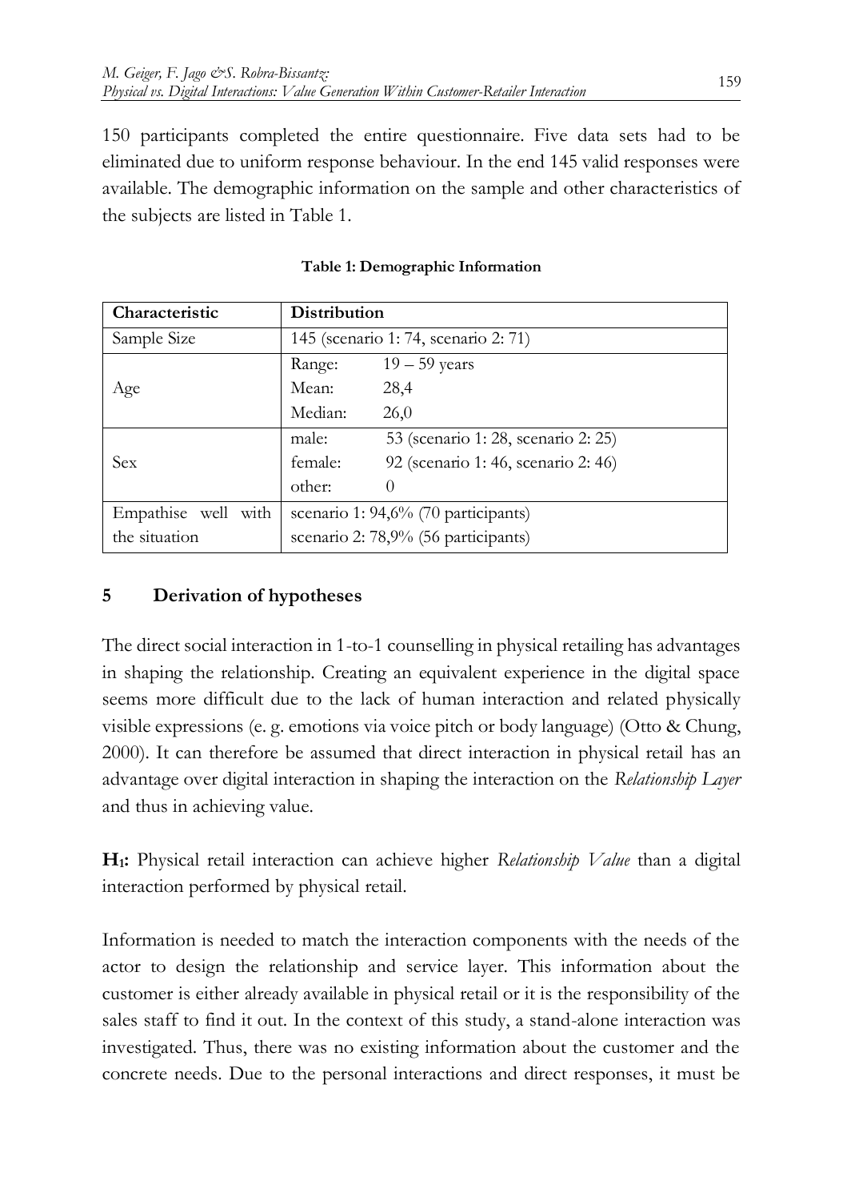150 participants completed the entire questionnaire. Five data sets had to be eliminated due to uniform response behaviour. In the end 145 valid responses were available. The demographic information on the sample and other characteristics of the subjects are listed in Table 1.

**Table 1: Demographic Information**

| Characteristic | Distribution | |
|---|---|---|
| Sample Size | 145 (scenario 1: 74, scenario 2: 71) | |
| Age | Range: | 19 – 59 years |
| | Mean: | 28,4 |
| | Median: | 26,0 |
| Sex | male: | 53 (scenario 1: 28, scenario 2: 25) |
| | female: | 92 (scenario 1: 46, scenario 2: 46) |
| | other: | 0 |
| Empathise well with the situation | scenario 1: 94,6% (70 participants) | |
| | scenario 2: 78,9% (56 participants) | |

## 5 Derivation of hypotheses

The direct social interaction in 1-to-1 counselling in physical retailing has advantages in shaping the relationship. Creating an equivalent experience in the digital space seems more difficult due to the lack of human interaction and related physically visible expressions (e. g. emotions via voice pitch or body language) (Otto & Chung, 2000). It can therefore be assumed that direct interaction in physical retail has an advantage over digital interaction in shaping the interaction on the *Relationship Layer* and thus in achieving value.

**$H_1$:** Physical retail interaction can achieve higher *Relationship Value* than a digital interaction performed by physical retail.

Information is needed to match the interaction components with the needs of the actor to design the relationship and service layer. This information about the customer is either already available in physical retail or it is the responsibility of the sales staff to find it out. In the context of this study, a stand-alone interaction was investigated. Thus, there was no existing information about the customer and the concrete needs. Due to the personal interactions and direct responses, it must be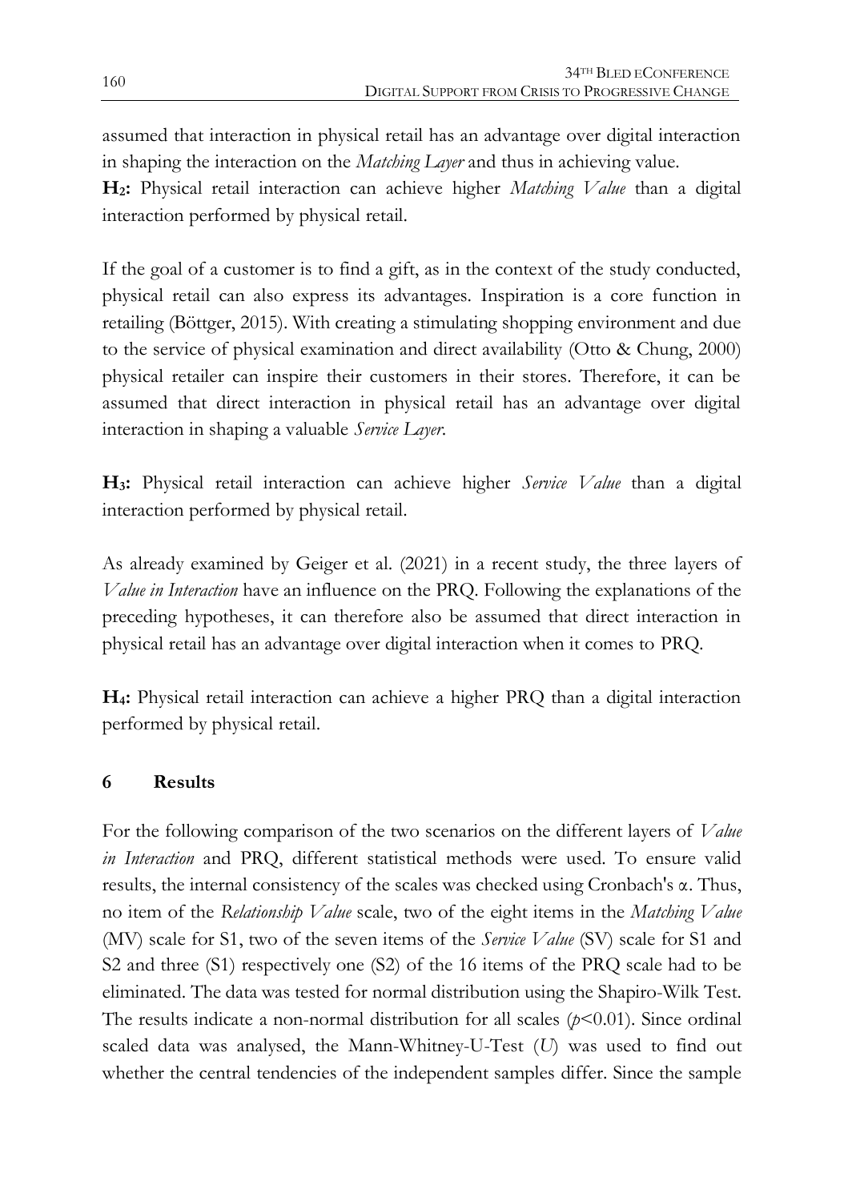assumed that interaction in physical retail has an advantage over digital interaction in shaping the interaction on the *Matching Layer* and thus in achieving value.

**$H_2$:** Physical retail interaction can achieve higher *Matching Value* than a digital interaction performed by physical retail.

If the goal of a customer is to find a gift, as in the context of the study conducted, physical retail can also express its advantages. Inspiration is a core function in retailing (Böttger, 2015). With creating a stimulating shopping environment and due to the service of physical examination and direct availability (Otto & Chung, 2000) physical retailer can inspire their customers in their stores. Therefore, it can be assumed that direct interaction in physical retail has an advantage over digital interaction in shaping a valuable *Service Layer*.

**$H_3$:** Physical retail interaction can achieve higher *Service Value* than a digital interaction performed by physical retail.

As already examined by Geiger et al. (2021) in a recent study, the three layers of *Value in Interaction* have an influence on the PRQ. Following the explanations of the preceding hypotheses, it can therefore also be assumed that direct interaction in physical retail has an advantage over digital interaction when it comes to PRQ.

**$H_4$:** Physical retail interaction can achieve a higher PRQ than a digital interaction performed by physical retail.

## 6 Results

For the following comparison of the two scenarios on the different layers of *Value in Interaction* and PRQ, different statistical methods were used. To ensure valid results, the internal consistency of the scales was checked using Cronbach's $\alpha$. Thus, no item of the *Relationship Value* scale, two of the eight items in the *Matching Value* (MV) scale for S1, two of the seven items of the *Service Value* (SV) scale for S1 and S2 and three (S1) respectively one (S2) of the 16 items of the PRQ scale had to be eliminated. The data was tested for normal distribution using the Shapiro-Wilk Test. The results indicate a non-normal distribution for all scales ($p<0.01$). Since ordinal scaled data was analysed, the Mann-Whitney-U-Test ($U$) was used to find out whether the central tendencies of the independent samples differ. Since the sample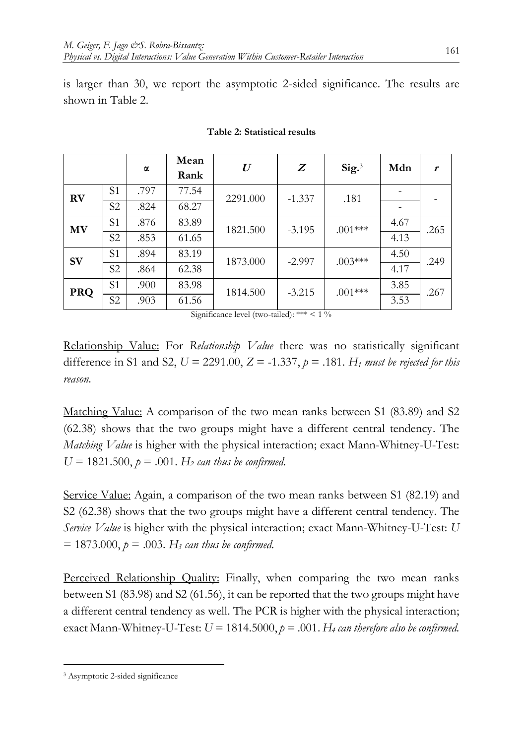is larger than 30, we report the asymptotic 2-sided significance. The results are shown in Table 2.

**Table 2: Statistical results**

| | | α | Mean Rank | $U$ | $Z$ | Sig.[3] | Mdn | $r$ |
|---|---|---|---|---|---|---|---|---|
| **RV** | S1 | .797 | 77.54 | 2291.000 | -1.337 | .181 | - | - |
| | S2 | .824 | 68.27 | | | | - | |
| **MV** | S1 | .876 | 83.89 | 1821.500 | -3.195 | .001*** | 4.67 | .265 |
| | S2 | .853 | 61.65 | | | | 4.13 | |
| **SV** | S1 | .894 | 83.19 | 1873.000 | -2.997 | .003*** | 4.50 | .249 |
| | S2 | .864 | 62.38 | | | | 4.17 | |
| **PRQ** | S1 | .900 | 83.98 | 1814.500 | -3.215 | .001*** | 3.85 | .267 |
| | S2 | .903 | 61.56 | | | | 3.53 | |

Significance level (two-tailed): *** < 1 %

Relationship Value: For *Relationship Value* there was no statistically significant difference in S1 and S2, $U = 2291.00$, $Z = -1.337$, $p = .181$. *$H_1$ must be rejected for this reason.*

Matching Value: A comparison of the two mean ranks between S1 (83.89) and S2 (62.38) shows that the two groups might have a different central tendency. The *Matching Value* is higher with the physical interaction; exact Mann-Whitney-U-Test: $U = 1821.500$, $p = .001$. *$H_2$ can thus be confirmed.*

Service Value: Again, a comparison of the two mean ranks between S1 (82.19) and S2 (62.38) shows that the two groups might have a different central tendency. The *Service Value* is higher with the physical interaction; exact Mann-Whitney-U-Test: $U = 1873.000$, $p = .003$. *$H_3$ can thus be confirmed.*

Perceived Relationship Quality: Finally, when comparing the two mean ranks between S1 (83.98) and S2 (61.56), it can be reported that the two groups might have a different central tendency as well. The PCR is higher with the physical interaction; exact Mann-Whitney-U-Test: $U = 1814.5000$, $p = .001$. *$H_4$ can therefore also be confirmed.*

[3] Asymptotic 2-sided significance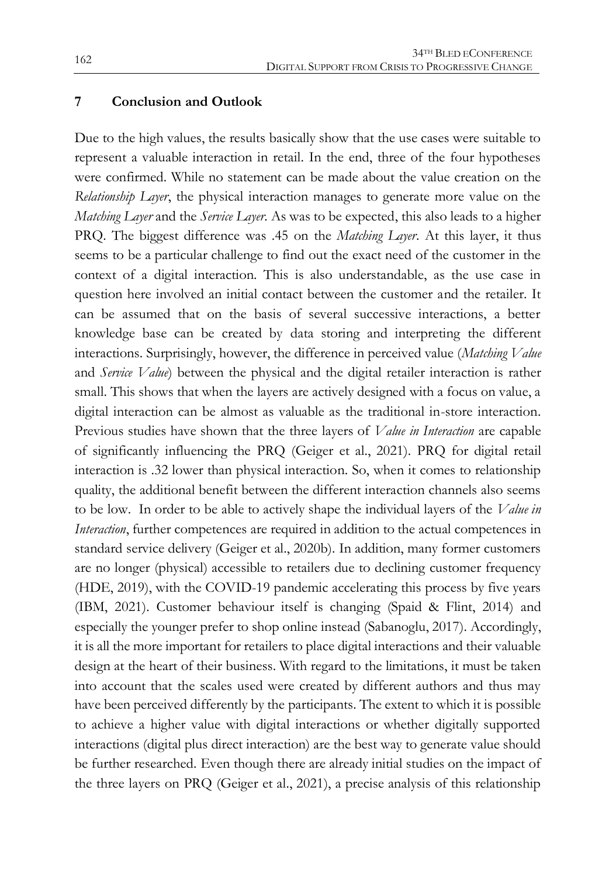## 7 Conclusion and Outlook

Due to the high values, the results basically show that the use cases were suitable to represent a valuable interaction in retail. In the end, three of the four hypotheses were confirmed. While no statement can be made about the value creation on the *Relationship Layer*, the physical interaction manages to generate more value on the *Matching Layer* and the *Service Layer*. As was to be expected, this also leads to a higher PRQ. The biggest difference was .45 on the *Matching Layer*. At this layer, it thus seems to be a particular challenge to find out the exact need of the customer in the context of a digital interaction. This is also understandable, as the use case in question here involved an initial contact between the customer and the retailer. It can be assumed that on the basis of several successive interactions, a better knowledge base can be created by data storing and interpreting the different interactions. Surprisingly, however, the difference in perceived value (*Matching Value* and *Service Value*) between the physical and the digital retailer interaction is rather small. This shows that when the layers are actively designed with a focus on value, a digital interaction can be almost as valuable as the traditional in-store interaction. Previous studies have shown that the three layers of *Value in Interaction* are capable of significantly influencing the PRQ (Geiger et al., 2021). PRQ for digital retail interaction is .32 lower than physical interaction. So, when it comes to relationship quality, the additional benefit between the different interaction channels also seems to be low. In order to be able to actively shape the individual layers of the *Value in Interaction*, further competences are required in addition to the actual competences in standard service delivery (Geiger et al., 2020b). In addition, many former customers are no longer (physical) accessible to retailers due to declining customer frequency (HDE, 2019), with the COVID-19 pandemic accelerating this process by five years (IBM, 2021). Customer behaviour itself is changing (Spaid & Flint, 2014) and especially the younger prefer to shop online instead (Sabanoglu, 2017). Accordingly, it is all the more important for retailers to place digital interactions and their valuable design at the heart of their business. With regard to the limitations, it must be taken into account that the scales used were created by different authors and thus may have been perceived differently by the participants. The extent to which it is possible to achieve a higher value with digital interactions or whether digitally supported interactions (digital plus direct interaction) are the best way to generate value should be further researched. Even though there are already initial studies on the impact of the three layers on PRQ (Geiger et al., 2021), a precise analysis of this relationship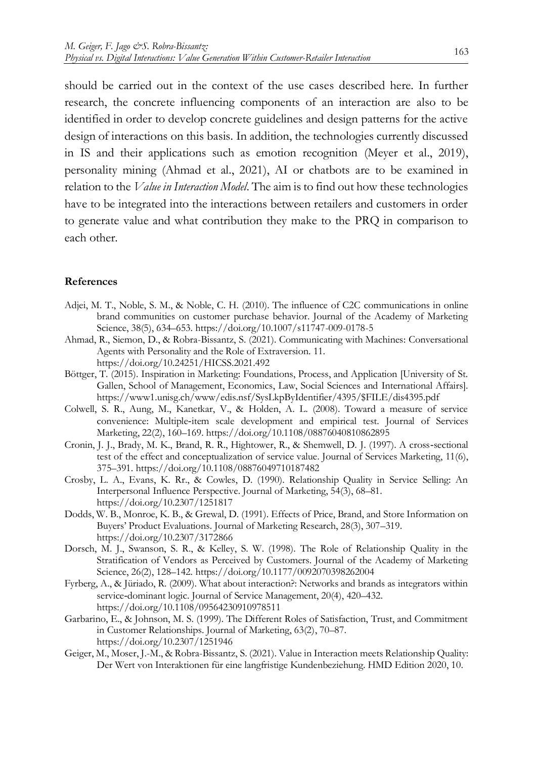should be carried out in the context of the use cases described here. In further research, the concrete influencing components of an interaction are also to be identified in order to develop concrete guidelines and design patterns for the active design of interactions on this basis. In addition, the technologies currently discussed in IS and their applications such as emotion recognition (Meyer et al., 2019), personality mining (Ahmad et al., 2021), AI or chatbots are to be examined in relation to the *Value in Interaction Model*. The aim is to find out how these technologies have to be integrated into the interactions between retailers and customers in order to generate value and what contribution they make to the PRQ in comparison to each other.

## References

Adjei, M. T., Noble, S. M., & Noble, C. H. (2010). The influence of C2C communications in online brand communities on customer purchase behavior. Journal of the Academy of Marketing Science, 38(5), 634–653. https://doi.org/10.1007/s11747-009-0178-5

Ahmad, R., Siemon, D., & Robra-Bissantz, S. (2021). Communicating with Machines: Conversational Agents with Personality and the Role of Extraversion. 11. https://doi.org/10.24251/HICSS.2021.492

Böttger, T. (2015). Inspiration in Marketing: Foundations, Process, and Application [University of St. Gallen, School of Management, Economics, Law, Social Sciences and International Affairs]. https://www1.unisg.ch/www/edis.nsf/SysLkpByIdentifier/4395/$FILE/dis4395.pdf

Colwell, S. R., Aung, M., Kanetkar, V., & Holden, A. L. (2008). Toward a measure of service convenience: Multiple-item scale development and empirical test. Journal of Services Marketing, 22(2), 160–169. https://doi.org/10.1108/08876040810862895

Cronin, J. J., Brady, M. K., Brand, R. R., Hightower, R., & Shemwell, D. J. (1997). A cross-sectional test of the effect and conceptualization of service value. Journal of Services Marketing, 11(6), 375–391. https://doi.org/10.1108/08876049710187482

Crosby, L. A., Evans, K. Rr., & Cowles, D. (1990). Relationship Quality in Service Selling: An Interpersonal Influence Perspective. Journal of Marketing, 54(3), 68–81. https://doi.org/10.2307/1251817

Dodds, W. B., Monroe, K. B., & Grewal, D. (1991). Effects of Price, Brand, and Store Information on Buyers' Product Evaluations. Journal of Marketing Research, 28(3), 307–319. https://doi.org/10.2307/3172866

Dorsch, M. J., Swanson, S. R., & Kelley, S. W. (1998). The Role of Relationship Quality in the Stratification of Vendors as Perceived by Customers. Journal of the Academy of Marketing Science, 26(2), 128–142. https://doi.org/10.1177/0092070398262004

Fyrberg, A., & Jüriado, R. (2009). What about interaction?: Networks and brands as integrators within service-dominant logic. Journal of Service Management, 20(4), 420–432. https://doi.org/10.1108/09564230910978511

Garbarino, E., & Johnson, M. S. (1999). The Different Roles of Satisfaction, Trust, and Commitment in Customer Relationships. Journal of Marketing, 63(2), 70–87. https://doi.org/10.2307/1251946

Geiger, M., Moser, J.-M., & Robra-Bissantz, S. (2021). Value in Interaction meets Relationship Quality: Der Wert von Interaktionen für eine langfristige Kundenbeziehung. HMD Edition 2020, 10.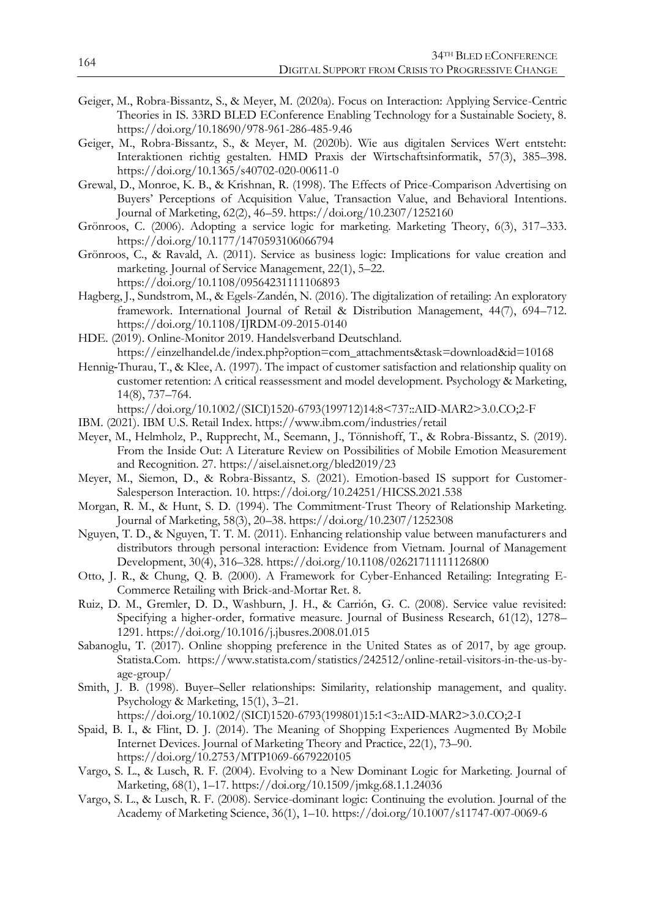Geiger, M., Robra-Bissantz, S., & Meyer, M. (2020a). Focus on Interaction: Applying Service-Centric Theories in IS. 33RD BLED EConference Enabling Technology for a Sustainable Society, 8. https://doi.org/10.18690/978-961-286-485-9.46

Geiger, M., Robra-Bissantz, S., & Meyer, M. (2020b). Wie aus digitalen Services Wert entsteht: Interaktionen richtig gestalten. HMD Praxis der Wirtschaftsinformatik, 57(3), 385–398. https://doi.org/10.1365/s40702-020-00611-0

Grewal, D., Monroe, K. B., & Krishnan, R. (1998). The Effects of Price-Comparison Advertising on Buyers' Perceptions of Acquisition Value, Transaction Value, and Behavioral Intentions. Journal of Marketing, 62(2), 46–59. https://doi.org/10.2307/1252160

Grönroos, C. (2006). Adopting a service logic for marketing. Marketing Theory, 6(3), 317–333. https://doi.org/10.1177/1470593106066794

Grönroos, C., & Ravald, A. (2011). Service as business logic: Implications for value creation and marketing. Journal of Service Management, 22(1), 5–22. https://doi.org/10.1108/09564231111106893

Hagberg, J., Sundstrom, M., & Egels-Zandén, N. (2016). The digitalization of retailing: An exploratory framework. International Journal of Retail & Distribution Management, 44(7), 694–712. https://doi.org/10.1108/IJRDM-09-2015-0140

HDE. (2019). Online-Monitor 2019. Handelsverband Deutschland. https://einzelhandel.de/index.php?option=com_attachments&task=download&id=10168

Hennig-Thurau, T., & Klee, A. (1997). The impact of customer satisfaction and relationship quality on customer retention: A critical reassessment and model development. Psychology & Marketing, 14(8), 737–764. https://doi.org/10.1002/(SICI)1520-6793(199712)14:8<737::AID-MAR2>3.0.CO;2-F

IBM. (2021). IBM U.S. Retail Index. https://www.ibm.com/industries/retail

Meyer, M., Helmholz, P., Rupprecht, M., Seemann, J., Tönnishoff, T., & Robra-Bissantz, S. (2019). From the Inside Out: A Literature Review on Possibilities of Mobile Emotion Measurement and Recognition. 27. https://aisel.aisnet.org/bled2019/23

Meyer, M., Siemon, D., & Robra-Bissantz, S. (2021). Emotion-based IS support for Customer-Salesperson Interaction. 10. https://doi.org/10.24251/HICSS.2021.538

Morgan, R. M., & Hunt, S. D. (1994). The Commitment-Trust Theory of Relationship Marketing. Journal of Marketing, 58(3), 20–38. https://doi.org/10.2307/1252308

Nguyen, T. D., & Nguyen, T. T. M. (2011). Enhancing relationship value between manufacturers and distributors through personal interaction: Evidence from Vietnam. Journal of Management Development, 30(4), 316–328. https://doi.org/10.1108/02621711111126800

Otto, J. R., & Chung, Q. B. (2000). A Framework for Cyber-Enhanced Retailing: Integrating E-Commerce Retailing with Brick-and-Mortar Ret. 8.

Ruiz, D. M., Gremler, D. D., Washburn, J. H., & Carrión, G. C. (2008). Service value revisited: Specifying a higher-order, formative measure. Journal of Business Research, 61(12), 1278–1291. https://doi.org/10.1016/j.jbusres.2008.01.015

Sabanoglu, T. (2017). Online shopping preference in the United States as of 2017, by age group. Statista.Com. https://www.statista.com/statistics/242512/online-retail-visitors-in-the-us-by-age-group/

Smith, J. B. (1998). Buyer–Seller relationships: Similarity, relationship management, and quality. Psychology & Marketing, 15(1), 3–21. https://doi.org/10.1002/(SICI)1520-6793(199801)15:1<3::AID-MAR2>3.0.CO;2-I

Spaid, B. I., & Flint, D. J. (2014). The Meaning of Shopping Experiences Augmented By Mobile Internet Devices. Journal of Marketing Theory and Practice, 22(1), 73–90. https://doi.org/10.2753/MTP1069-6679220105

Vargo, S. L., & Lusch, R. F. (2004). Evolving to a New Dominant Logic for Marketing. Journal of Marketing, 68(1), 1–17. https://doi.org/10.1509/jmkg.68.1.1.24036

Vargo, S. L., & Lusch, R. F. (2008). Service-dominant logic: Continuing the evolution. Journal of the Academy of Marketing Science, 36(1), 1–10. https://doi.org/10.1007/s11747-007-0069-6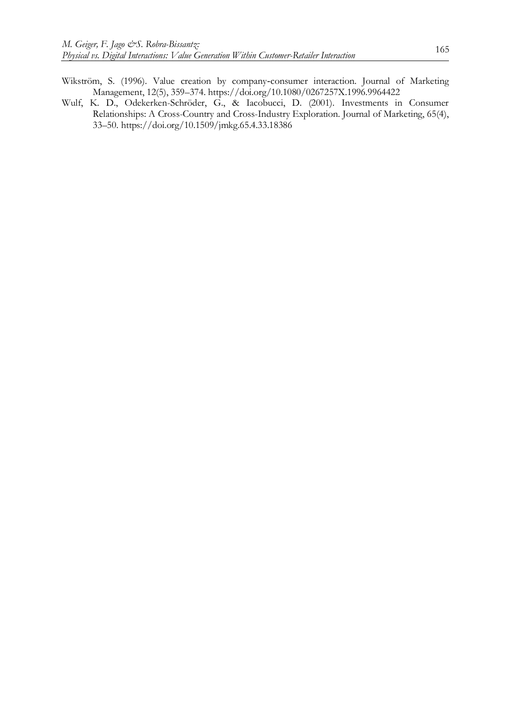Wikström, S. (1996). Value creation by company-consumer interaction. Journal of Marketing Management, 12(5), 359–374. https://doi.org/10.1080/0267257X.1996.9964422

Wulf, K. D., Odekerken-Schröder, G., & Iacobucci, D. (2001). Investments in Consumer Relationships: A Cross-Country and Cross-Industry Exploration. Journal of Marketing, 65(4), 33–50. https://doi.org/10.1509/jmkg.65.4.33.18386